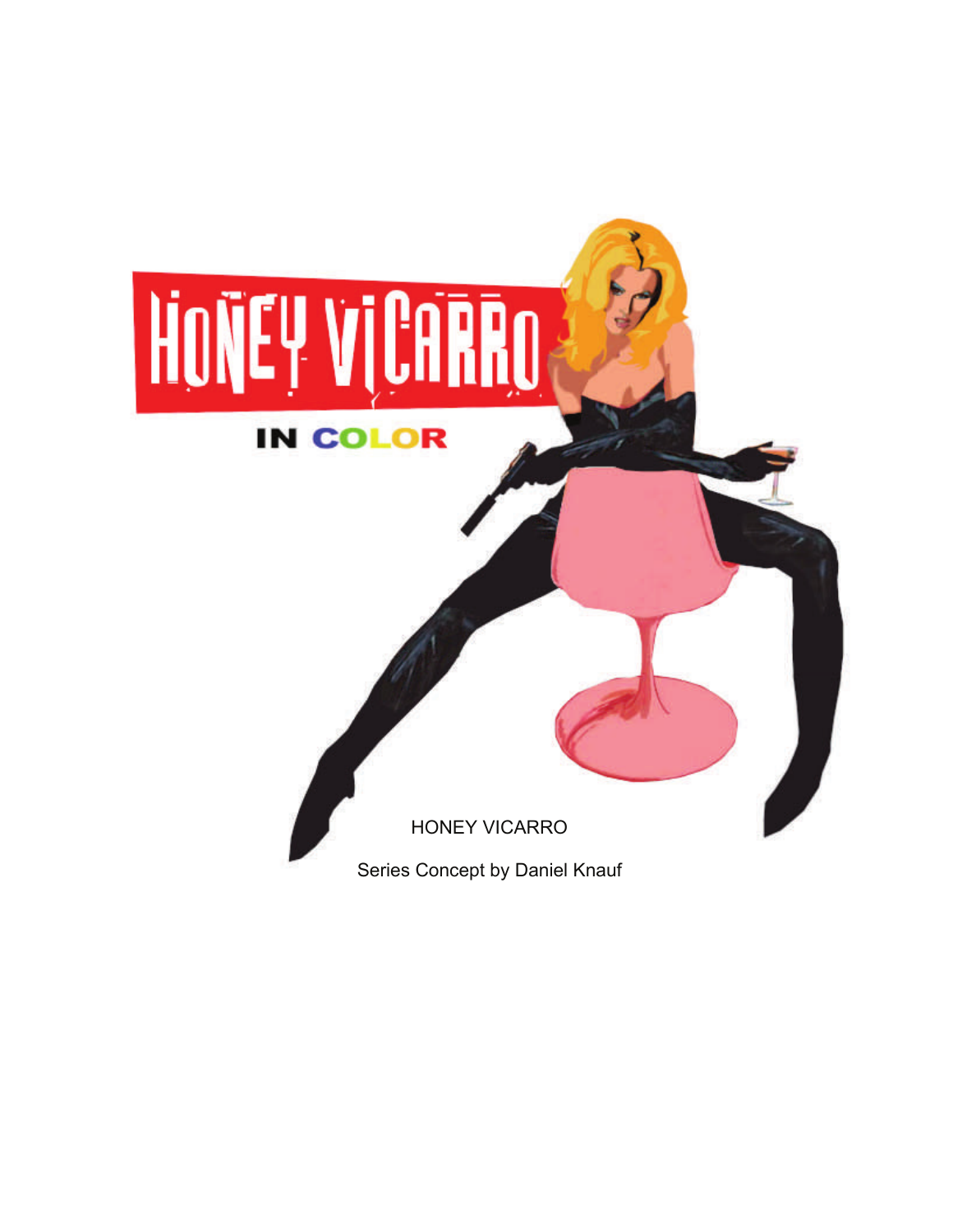# HONEY VICARRO

IN COLOR

HONEY VICARRO

Series Concept by Daniel Knauf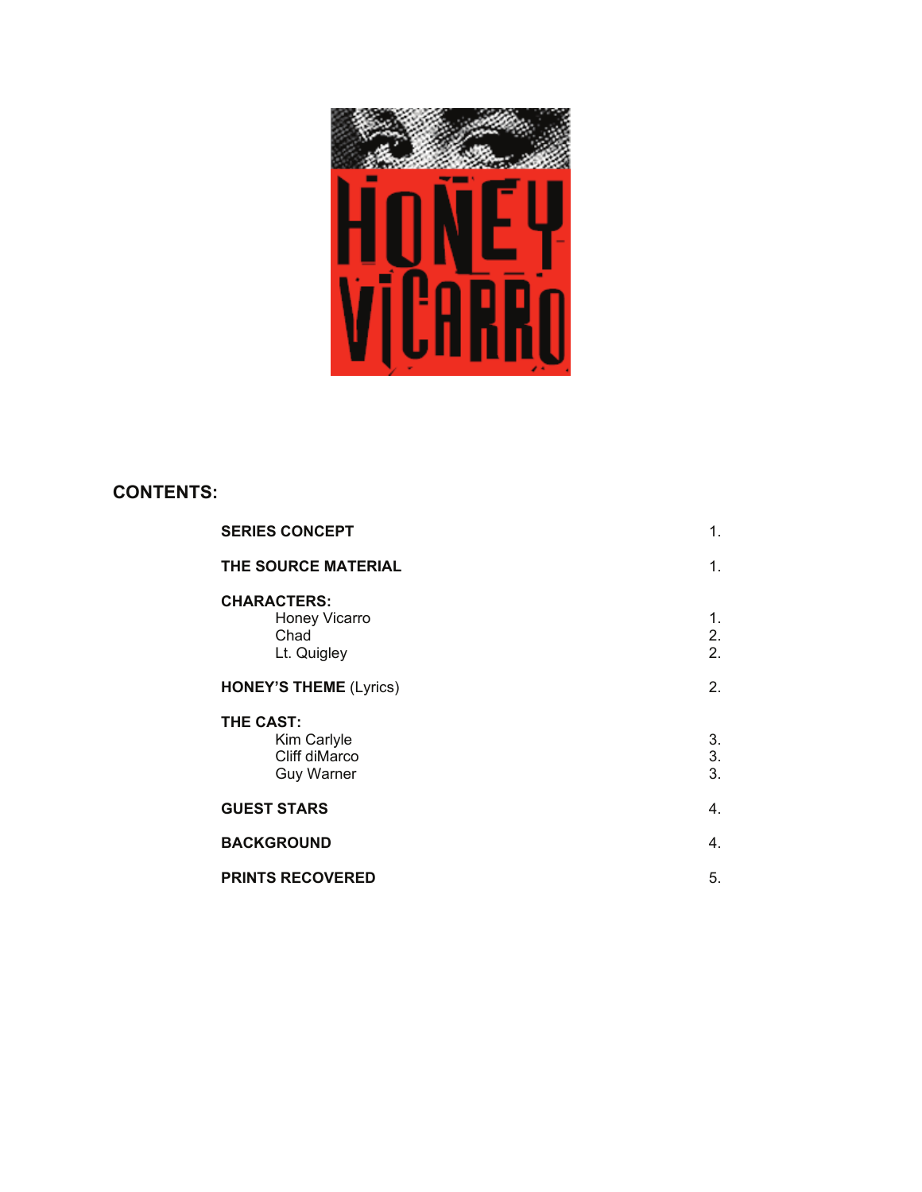# HONEY VICARRO

## CONTENTS:

| | |
|---|---|
| **SERIES CONCEPT** | 1. |
| **THE SOURCE MATERIAL** | 1. |
| **CHARACTERS:** | |
| Honey Vicarro | 1. |
| Chad | 2. |
| Lt. Quigley | 2. |
| **HONEY'S THEME** (Lyrics) | 2. |
| **THE CAST:** | |
| Kim Carlyle | 3. |
| Cliff diMarco | 3. |
| Guy Warner | 3. |
| **GUEST STARS** | 4. |
| **BACKGROUND** | 4. |
| **PRINTS RECOVERED** | 5. |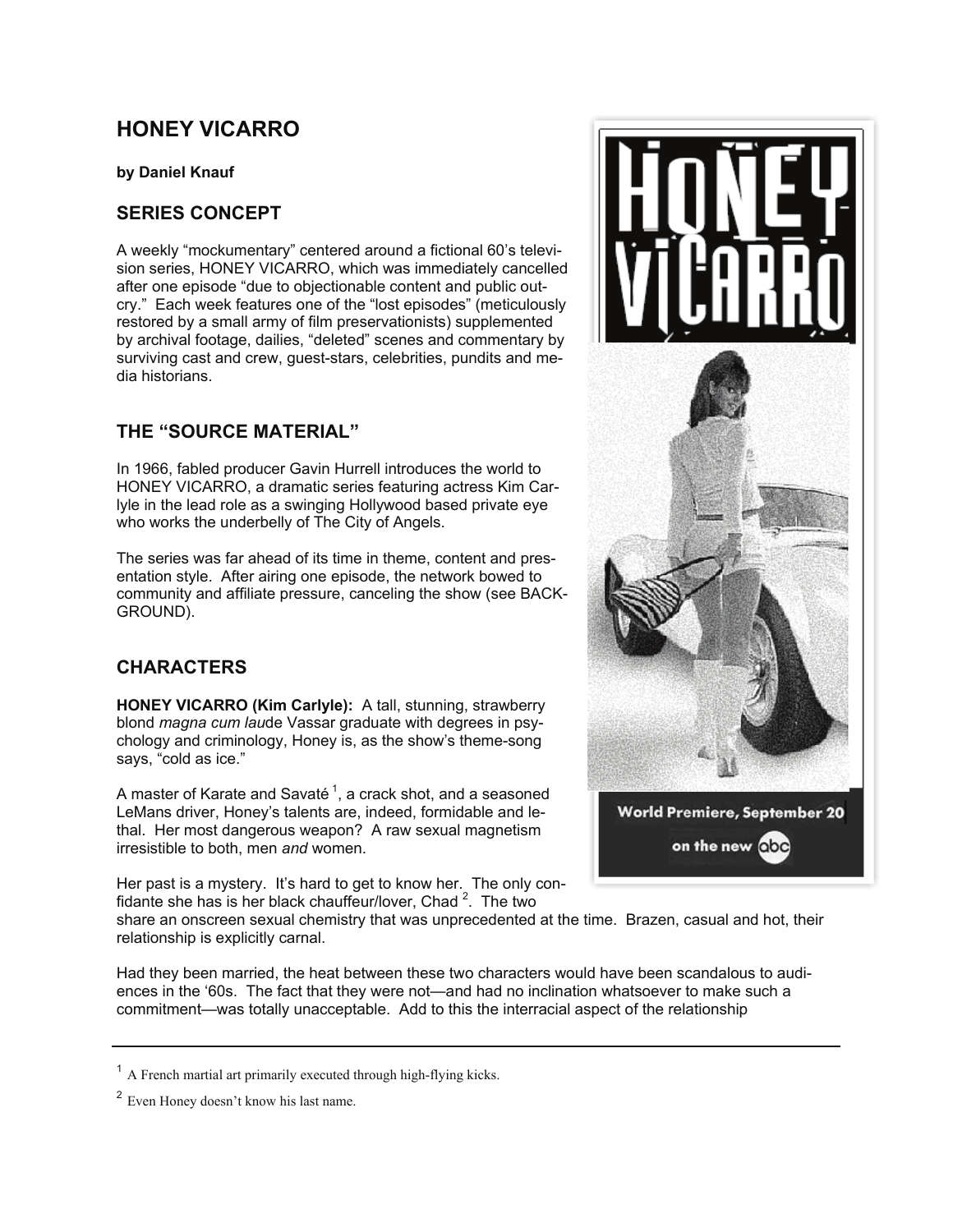# HONEY VICARRO

**by Daniel Knauf**

## SERIES CONCEPT

A weekly "mockumentary" centered around a fictional 60's television series, HONEY VICARRO, which was immediately cancelled after one episode "due to objectionable content and public outcry." Each week features one of the "lost episodes" (meticulously restored by a small army of film preservationists) supplemented by archival footage, dailies, "deleted" scenes and commentary by surviving cast and crew, guest-stars, celebrities, pundits and media historians.

## THE "SOURCE MATERIAL"

In 1966, fabled producer Gavin Hurrell introduces the world to HONEY VICARRO, a dramatic series featuring actress Kim Carlyle in the lead role as a swinging Hollywood based private eye who works the underbelly of The City of Angels.

The series was far ahead of its time in theme, content and presentation style. After airing one episode, the network bowed to community and affiliate pressure, canceling the show (see BACKGROUND).

## CHARACTERS

**HONEY VICARRO (Kim Carlyle):** A tall, stunning, strawberry blond *magna cum laude* Vassar graduate with degrees in psychology and criminology, Honey is, as the show's theme-song says, "cold as ice."

A master of Karate and Savaté [1], a crack shot, and a seasoned LeMans driver, Honey's talents are, indeed, formidable and lethal. Her most dangerous weapon? A raw sexual magnetism irresistible to both, men *and* women.

Her past is a mystery. It's hard to get to know her. The only confidante she has is her black chauffeur/lover, Chad [2]. The two share an onscreen sexual chemistry that was unprecedented at the time. Brazen, casual and hot, their relationship is explicitly carnal.

Had they been married, the heat between these two characters would have been scandalous to audiences in the '60s. The fact that they were not—and had no inclination whatsoever to make such a commitment—was totally unacceptable. Add to this the interracial aspect of the relationship

---

[1] A French martial art primarily executed through high-flying kicks.

[2] Even Honey doesn't know his last name.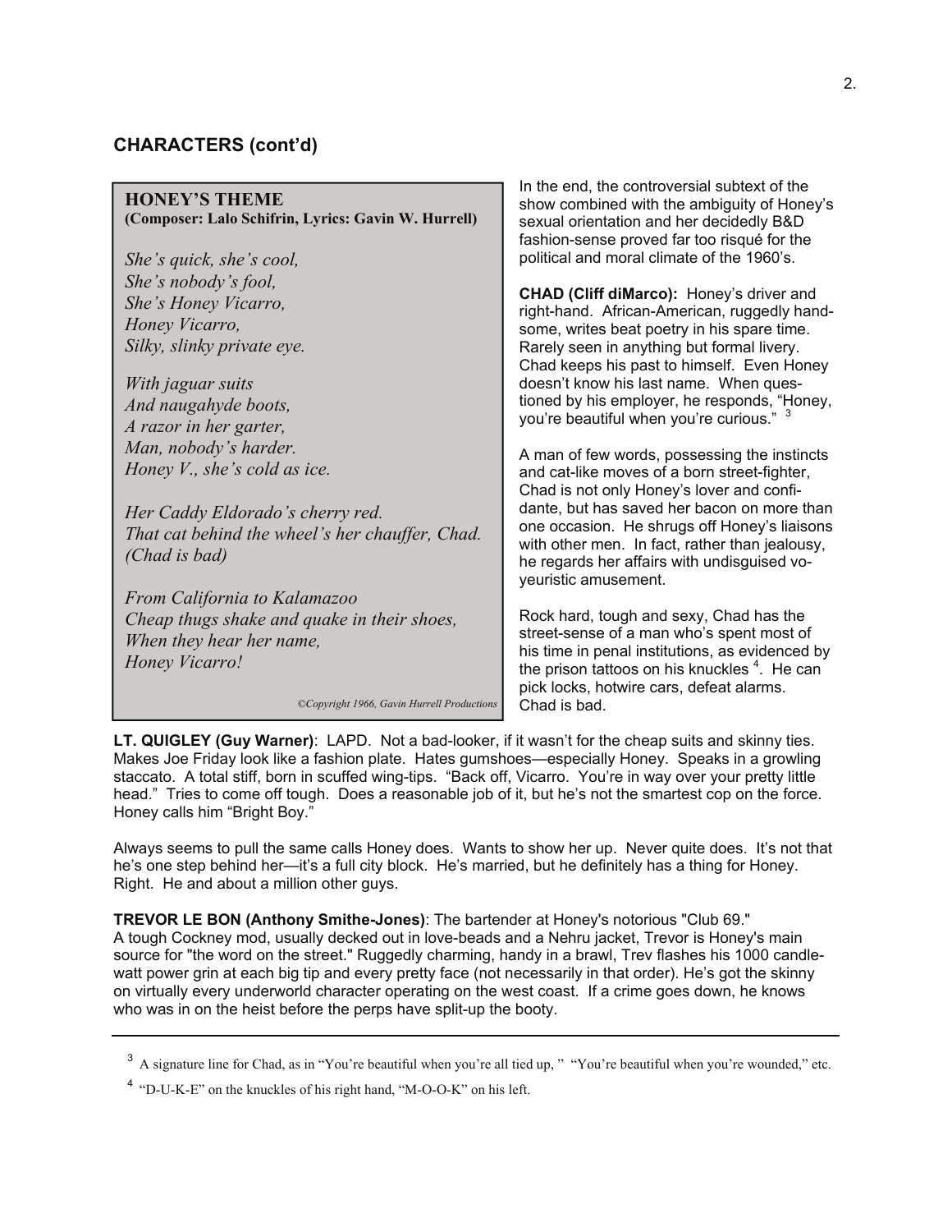## CHARACTERS (cont'd)

**HONEY'S THEME**
**(Composer: Lalo Schifrin, Lyrics: Gavin W. Hurrell)**

*She's quick, she's cool,*
*She's nobody's fool,*
*She's Honey Vicarro,*
*Honey Vicarro,*
*Silky, slinky private eye.*

*With jaguar suits*
*And naugahyde boots,*
*A razor in her garter,*
*Man, nobody's harder.*
*Honey V., she's cold as ice.*

*Her Caddy Eldorado's cherry red.*
*That cat behind the wheel's her chauffer, Chad.*
*(Chad is bad)*

*From California to Kalamazoo*
*Cheap thugs shake and quake in their shoes,*
*When they hear her name,*
*Honey Vicarro!*

*©Copyright 1966, Gavin Hurrell Productions*

In the end, the controversial subtext of the show combined with the ambiguity of Honey's sexual orientation and her decidedly B&D fashion-sense proved far too risqué for the political and moral climate of the 1960's.

**CHAD (Cliff diMarco):** Honey's driver and right-hand. African-American, ruggedly handsome, writes beat poetry in his spare time. Rarely seen in anything but formal livery. Chad keeps his past to himself. Even Honey doesn't know his last name. When questioned by his employer, he responds, "Honey, you're beautiful when you're curious." [3]

A man of few words, possessing the instincts and cat-like moves of a born street-fighter, Chad is not only Honey's lover and confidante, but has saved her bacon on more than one occasion. He shrugs off Honey's liaisons with other men. In fact, rather than jealousy, he regards her affairs with undisguised voyeuristic amusement.

Rock hard, tough and sexy, Chad has the street-sense of a man who's spent most of his time in penal institutions, as evidenced by the prison tattoos on his knuckles [4]. He can pick locks, hotwire cars, defeat alarms. Chad is bad.

**LT. QUIGLEY (Guy Warner)**: LAPD. Not a bad-looker, if it wasn't for the cheap suits and skinny ties. Makes Joe Friday look like a fashion plate. Hates gumshoes—especially Honey. Speaks in a growling staccato. A total stiff, born in scuffed wing-tips. "Back off, Vicarro. You're in way over your pretty little head." Tries to come off tough. Does a reasonable job of it, but he's not the smartest cop on the force. Honey calls him "Bright Boy."

Always seems to pull the same calls Honey does. Wants to show her up. Never quite does. It's not that he's one step behind her—it's a full city block. He's married, but he definitely has a thing for Honey. Right. He and about a million other guys.

**TREVOR LE BON (Anthony Smithe-Jones)**: The bartender at Honey's notorious "Club 69." A tough Cockney mod, usually decked out in love-beads and a Nehru jacket, Trevor is Honey's main source for "the word on the street." Ruggedly charming, handy in a brawl, Trev flashes his 1000 candle-watt power grin at each big tip and every pretty face (not necessarily in that order). He's got the skinny on virtually every underworld character operating on the west coast. If a crime goes down, he knows who was in on the heist before the perps have split-up the booty.

---

[3] A signature line for Chad, as in "You're beautiful when you're all tied up," "You're beautiful when you're wounded," etc.

[4] "D-U-K-E" on the knuckles of his right hand, "M-O-O-K" on his left.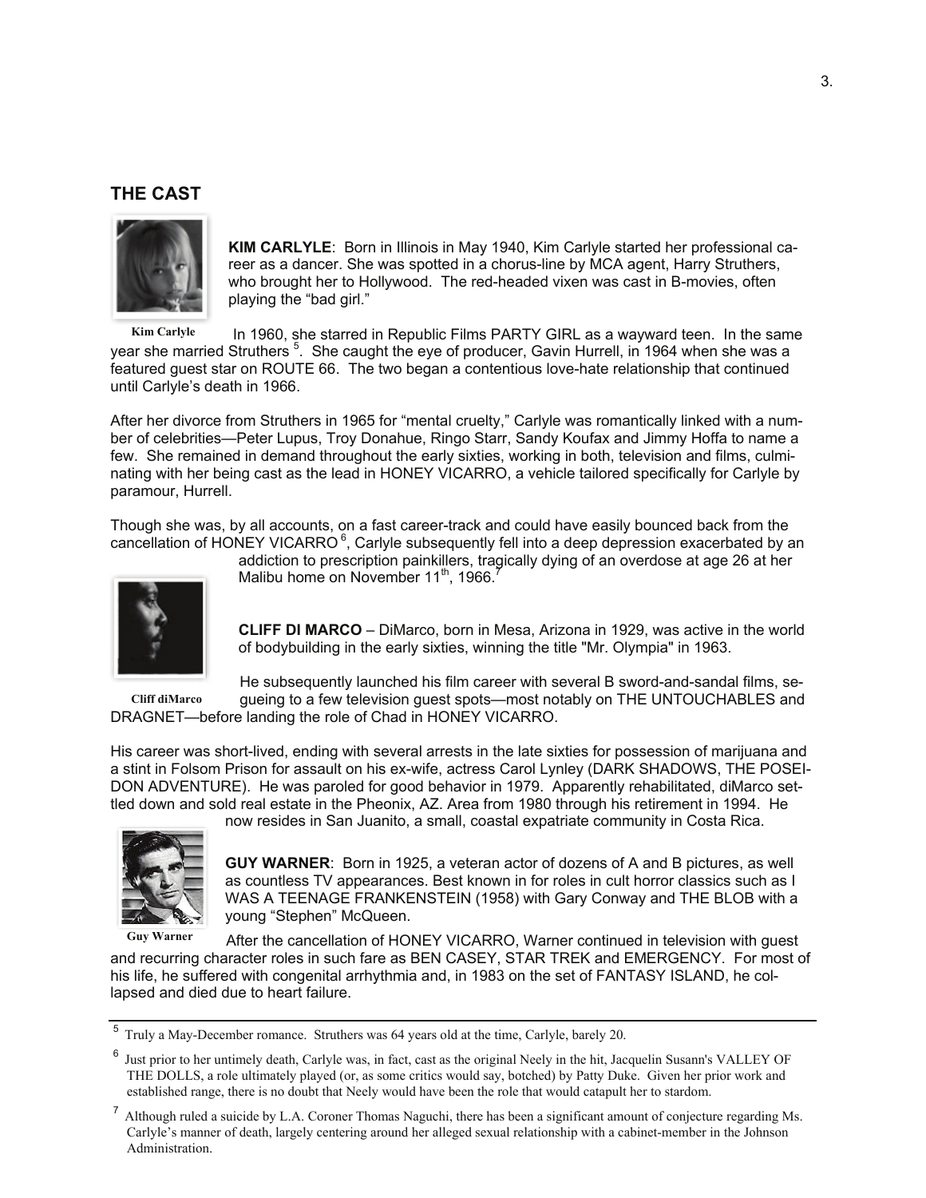## THE CAST

**KIM CARLYLE**: Born in Illinois in May 1940, Kim Carlyle started her professional career as a dancer. She was spotted in a chorus-line by MCA agent, Harry Struthers, who brought her to Hollywood. The red-headed vixen was cast in B-movies, often playing the "bad girl."

Kim Carlyle

In 1960, she starred in Republic Films PARTY GIRL as a wayward teen. In the same year she married Struthers [5]. She caught the eye of producer, Gavin Hurrell, in 1964 when she was a featured guest star on ROUTE 66. The two began a contentious love-hate relationship that continued until Carlyle's death in 1966.

After her divorce from Struthers in 1965 for "mental cruelty," Carlyle was romantically linked with a number of celebrities—Peter Lupus, Troy Donahue, Ringo Starr, Sandy Koufax and Jimmy Hoffa to name a few. She remained in demand throughout the early sixties, working in both, television and films, culminating with her being cast as the lead in HONEY VICARRO, a vehicle tailored specifically for Carlyle by paramour, Hurrell.

Though she was, by all accounts, on a fast career-track and could have easily bounced back from the cancellation of HONEY VICARRO [6], Carlyle subsequently fell into a deep depression exacerbated by an addiction to prescription painkillers, tragically dying of an overdose at age 26 at her Malibu home on November 11th, 1966.[7]

**CLIFF DI MARCO** – DiMarco, born in Mesa, Arizona in 1929, was active in the world of bodybuilding in the early sixties, winning the title "Mr. Olympia" in 1963.

Cliff diMarco

He subsequently launched his film career with several B sword-and-sandal films, segueing to a few television guest spots—most notably on THE UNTOUCHABLES and DRAGNET—before landing the role of Chad in HONEY VICARRO.

His career was short-lived, ending with several arrests in the late sixties for possession of marijuana and a stint in Folsom Prison for assault on his ex-wife, actress Carol Lynley (DARK SHADOWS, THE POSEIDON ADVENTURE). He was paroled for good behavior in 1979. Apparently rehabilitated, diMarco settled down and sold real estate in the Pheonix, AZ. Area from 1980 through his retirement in 1994. He now resides in San Juanito, a small, coastal expatriate community in Costa Rica.

**GUY WARNER**: Born in 1925, a veteran actor of dozens of A and B pictures, as well as countless TV appearances. Best known in for roles in cult horror classics such as I WAS A TEENAGE FRANKENSTEIN (1958) with Gary Conway and THE BLOB with a young "Stephen" McQueen.

Guy Warner

After the cancellation of HONEY VICARRO, Warner continued in television with guest and recurring character roles in such fare as BEN CASEY, STAR TREK and EMERGENCY. For most of his life, he suffered with congenital arrhythmia and, in 1983 on the set of FANTASY ISLAND, he collapsed and died due to heart failure.

---

[5] Truly a May-December romance. Struthers was 64 years old at the time, Carlyle, barely 20.

[6] Just prior to her untimely death, Carlyle was, in fact, cast as the original Neely in the hit, Jacquelin Susann's VALLEY OF THE DOLLS, a role ultimately played (or, as some critics would say, botched) by Patty Duke. Given her prior work and established range, there is no doubt that Neely would have been the role that would catapult her to stardom.

[7] Although ruled a suicide by L.A. Coroner Thomas Naguchi, there has been a significant amount of conjecture regarding Ms. Carlyle's manner of death, largely centering around her alleged sexual relationship with a cabinet-member in the Johnson Administration.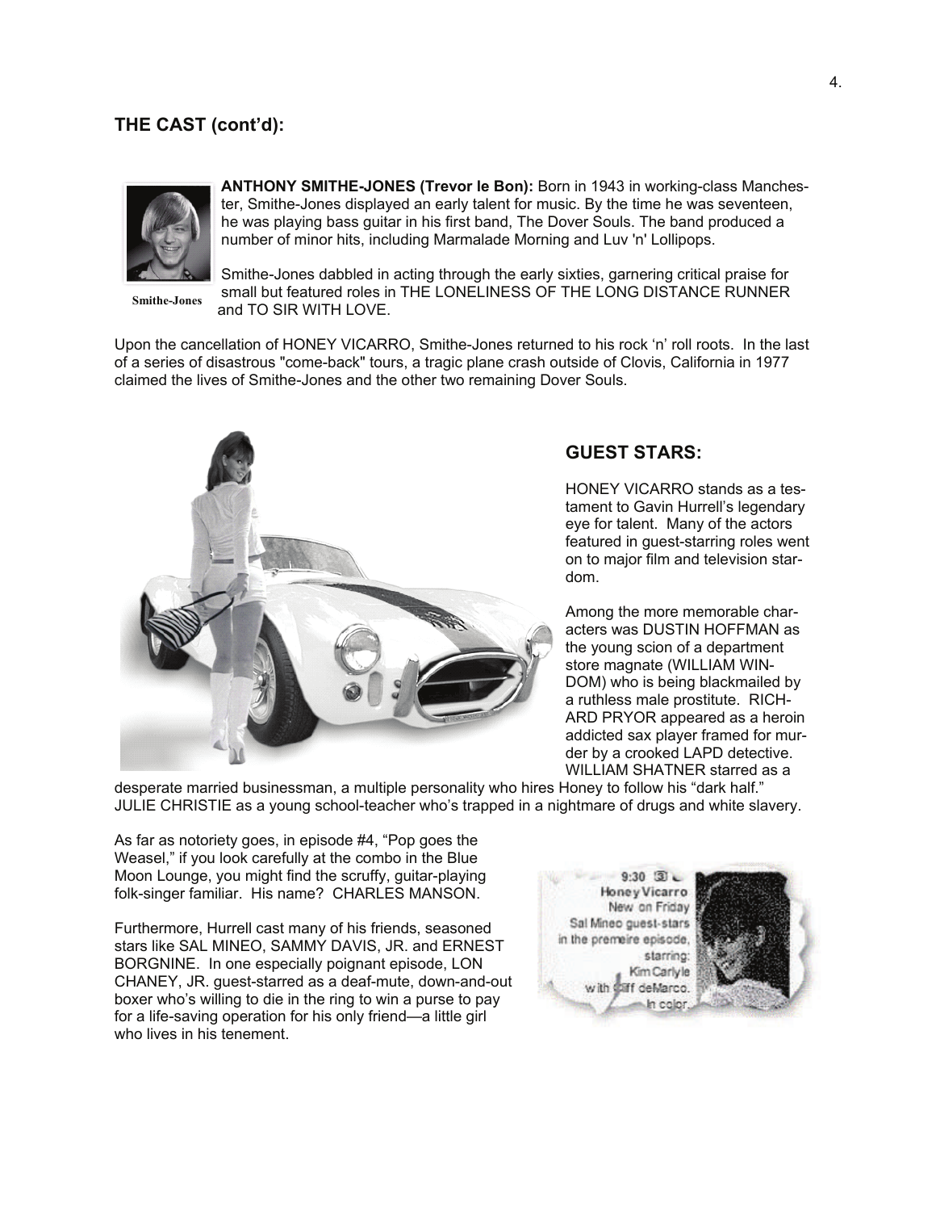## THE CAST (cont'd):

Smithe-Jones

**ANTHONY SMITHE-JONES (Trevor le Bon):** Born in 1943 in working-class Manchester, Smithe-Jones displayed an early talent for music. By the time he was seventeen, he was playing bass guitar in his first band, The Dover Souls. The band produced a number of minor hits, including Marmalade Morning and Luv 'n' Lollipops.

Smithe-Jones dabbled in acting through the early sixties, garnering critical praise for small but featured roles in THE LONELINESS OF THE LONG DISTANCE RUNNER and TO SIR WITH LOVE.

Upon the cancellation of HONEY VICARRO, Smithe-Jones returned to his rock 'n' roll roots. In the last of a series of disastrous "come-back" tours, a tragic plane crash outside of Clovis, California in 1977 claimed the lives of Smithe-Jones and the other two remaining Dover Souls.

## GUEST STARS:

HONEY VICARRO stands as a testament to Gavin Hurrell's legendary eye for talent. Many of the actors featured in guest-starring roles went on to major film and television stardom.

Among the more memorable characters was DUSTIN HOFFMAN as the young scion of a department store magnate (WILLIAM WINDOM) who is being blackmailed by a ruthless male prostitute. RICHARD PRYOR appeared as a heroin addicted sax player framed for murder by a crooked LAPD detective. WILLIAM SHATNER starred as a desperate married businessman, a multiple personality who hires Honey to follow his "dark half." JULIE CHRISTIE as a young school-teacher who's trapped in a nightmare of drugs and white slavery.

As far as notoriety goes, in episode #4, "Pop goes the Weasel," if you look carefully at the combo in the Blue Moon Lounge, you might find the scruffy, guitar-playing folk-singer familiar. His name? CHARLES MANSON.

Furthermore, Hurrell cast many of his friends, seasoned stars like SAL MINEO, SAMMY DAVIS, JR. and ERNEST BORGNINE. In one especially poignant episode, LON CHANEY, JR. guest-starred as a deaf-mute, down-and-out boxer who's willing to die in the ring to win a purse to pay for a life-saving operation for his only friend—a little girl who lives in his tenement.

9:30 ③
Honey Vicarro
New on Friday
Sal Mineo guest-stars in the premeire episode, starring: Kim Carlyle with Cliff deMarco. In color.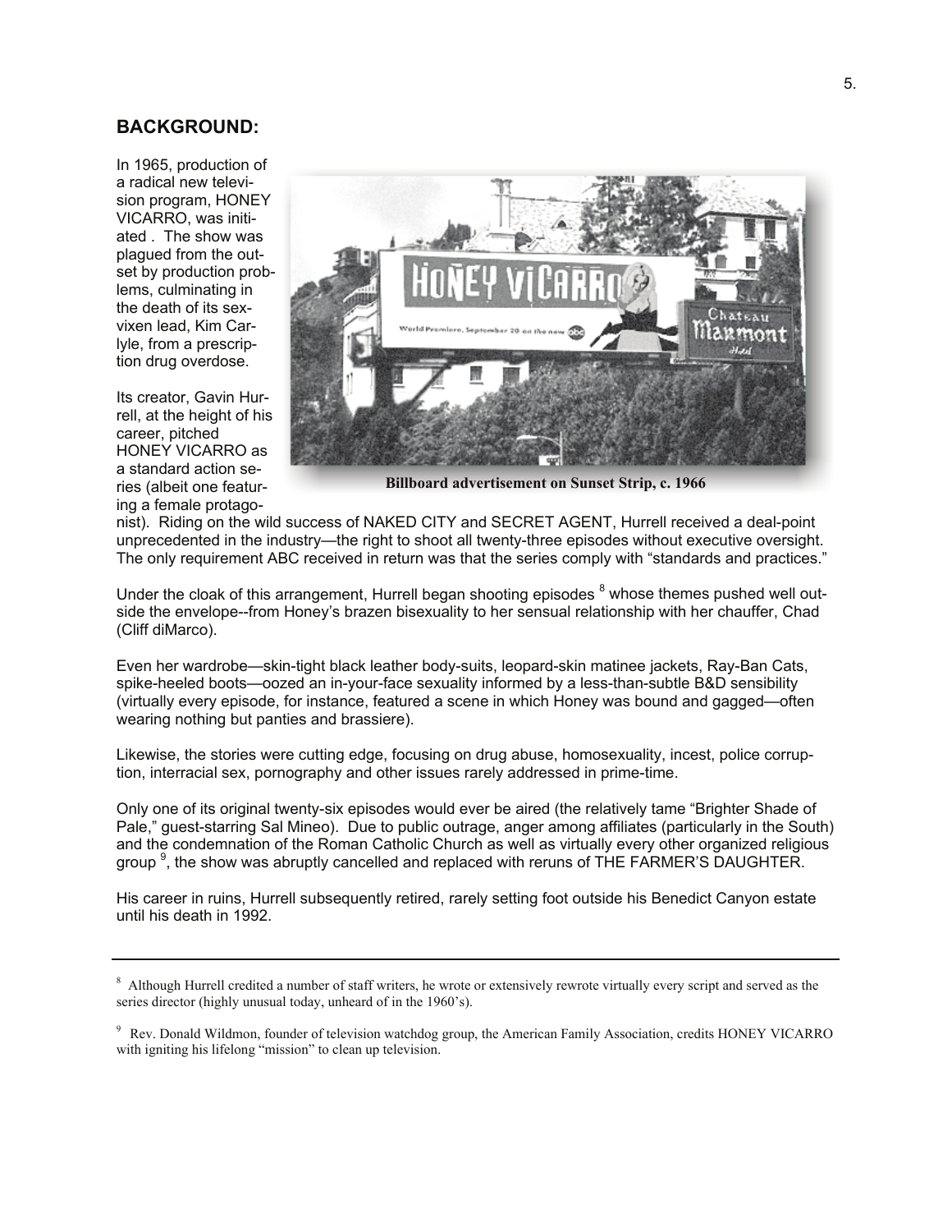## BACKGROUND:

In 1965, production of a radical new television program, HONEY VICARRO, was initiated . The show was plagued from the outset by production problems, culminating in the death of its sex-vixen lead, Kim Carlyle, from a prescription drug overdose.

Its creator, Gavin Hurrell, at the height of his career, pitched HONEY VICARRO as a standard action series (albeit one featuring a female protagonist). Riding on the wild success of NAKED CITY and SECRET AGENT, Hurrell received a deal-point unprecedented in the industry—the right to shoot all twenty-three episodes without executive oversight. The only requirement ABC received in return was that the series comply with "standards and practices."

**Billboard advertisement on Sunset Strip, c. 1966**

Under the cloak of this arrangement, Hurrell began shooting episodes [8] whose themes pushed well outside the envelope--from Honey's brazen bisexuality to her sensual relationship with her chauffer, Chad (Cliff diMarco).

Even her wardrobe—skin-tight black leather body-suits, leopard-skin matinee jackets, Ray-Ban Cats, spike-heeled boots—oozed an in-your-face sexuality informed by a less-than-subtle B&D sensibility (virtually every episode, for instance, featured a scene in which Honey was bound and gagged—often wearing nothing but panties and brassiere).

Likewise, the stories were cutting edge, focusing on drug abuse, homosexuality, incest, police corruption, interracial sex, pornography and other issues rarely addressed in prime-time.

Only one of its original twenty-six episodes would ever be aired (the relatively tame "Brighter Shade of Pale," guest-starring Sal Mineo). Due to public outrage, anger among affiliates (particularly in the South) and the condemnation of the Roman Catholic Church as well as virtually every other organized religious group [9], the show was abruptly cancelled and replaced with reruns of THE FARMER'S DAUGHTER.

His career in ruins, Hurrell subsequently retired, rarely setting foot outside his Benedict Canyon estate until his death in 1992.

---

[8] Although Hurrell credited a number of staff writers, he wrote or extensively rewrote virtually every script and served as the series director (highly unusual today, unheard of in the 1960's).

[9] Rev. Donald Wildmon, founder of television watchdog group, the American Family Association, credits HONEY VICARRO with igniting his lifelong "mission" to clean up television.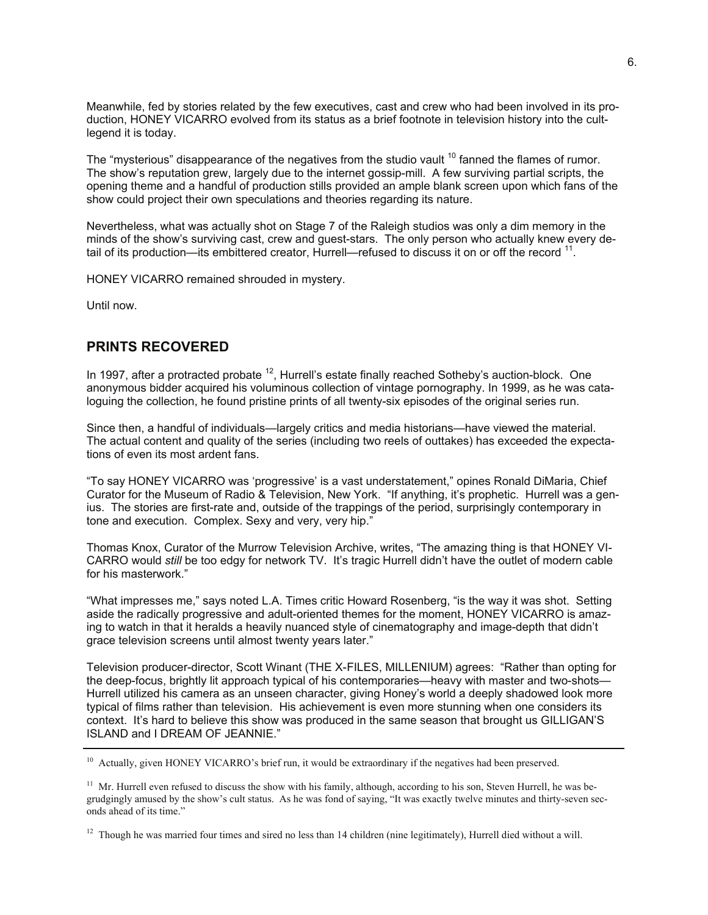Meanwhile, fed by stories related by the few executives, cast and crew who had been involved in its production, HONEY VICARRO evolved from its status as a brief footnote in television history into the cult-legend it is today.

The "mysterious" disappearance of the negatives from the studio vault [10] fanned the flames of rumor. The show's reputation grew, largely due to the internet gossip-mill. A few surviving partial scripts, the opening theme and a handful of production stills provided an ample blank screen upon which fans of the show could project their own speculations and theories regarding its nature.

Nevertheless, what was actually shot on Stage 7 of the Raleigh studios was only a dim memory in the minds of the show's surviving cast, crew and guest-stars. The only person who actually knew every detail of its production—its embittered creator, Hurrell—refused to discuss it on or off the record [11].

HONEY VICARRO remained shrouded in mystery.

Until now.

## PRINTS RECOVERED

In 1997, after a protracted probate [12], Hurrell's estate finally reached Sotheby's auction-block. One anonymous bidder acquired his voluminous collection of vintage pornography. In 1999, as he was cataloguing the collection, he found pristine prints of all twenty-six episodes of the original series run.

Since then, a handful of individuals—largely critics and media historians—have viewed the material. The actual content and quality of the series (including two reels of outtakes) has exceeded the expectations of even its most ardent fans.

"To say HONEY VICARRO was 'progressive' is a vast understatement," opines Ronald DiMaria, Chief Curator for the Museum of Radio & Television, New York. "If anything, it's prophetic. Hurrell was a genius. The stories are first-rate and, outside of the trappings of the period, surprisingly contemporary in tone and execution. Complex. Sexy and very, very hip."

Thomas Knox, Curator of the Murrow Television Archive, writes, "The amazing thing is that HONEY VICARRO would *still* be too edgy for network TV. It's tragic Hurrell didn't have the outlet of modern cable for his masterwork."

"What impresses me," says noted L.A. Times critic Howard Rosenberg, "is the way it was shot. Setting aside the radically progressive and adult-oriented themes for the moment, HONEY VICARRO is amazing to watch in that it heralds a heavily nuanced style of cinematography and image-depth that didn't grace television screens until almost twenty years later."

Television producer-director, Scott Winant (THE X-FILES, MILLENIUM) agrees: "Rather than opting for the deep-focus, brightly lit approach typical of his contemporaries—heavy with master and two-shots—Hurrell utilized his camera as an unseen character, giving Honey's world a deeply shadowed look more typical of films rather than television. His achievement is even more stunning when one considers its context. It's hard to believe this show was produced in the same season that brought us GILLIGAN'S ISLAND and I DREAM OF JEANNIE."

---

[10] Actually, given HONEY VICARRO's brief run, it would be extraordinary if the negatives had been preserved.

[11] Mr. Hurrell even refused to discuss the show with his family, although, according to his son, Steven Hurrell, he was begrudgingly amused by the show's cult status. As he was fond of saying, "It was exactly twelve minutes and thirty-seven seconds ahead of its time."

[12] Though he was married four times and sired no less than 14 children (nine legitimately), Hurrell died without a will.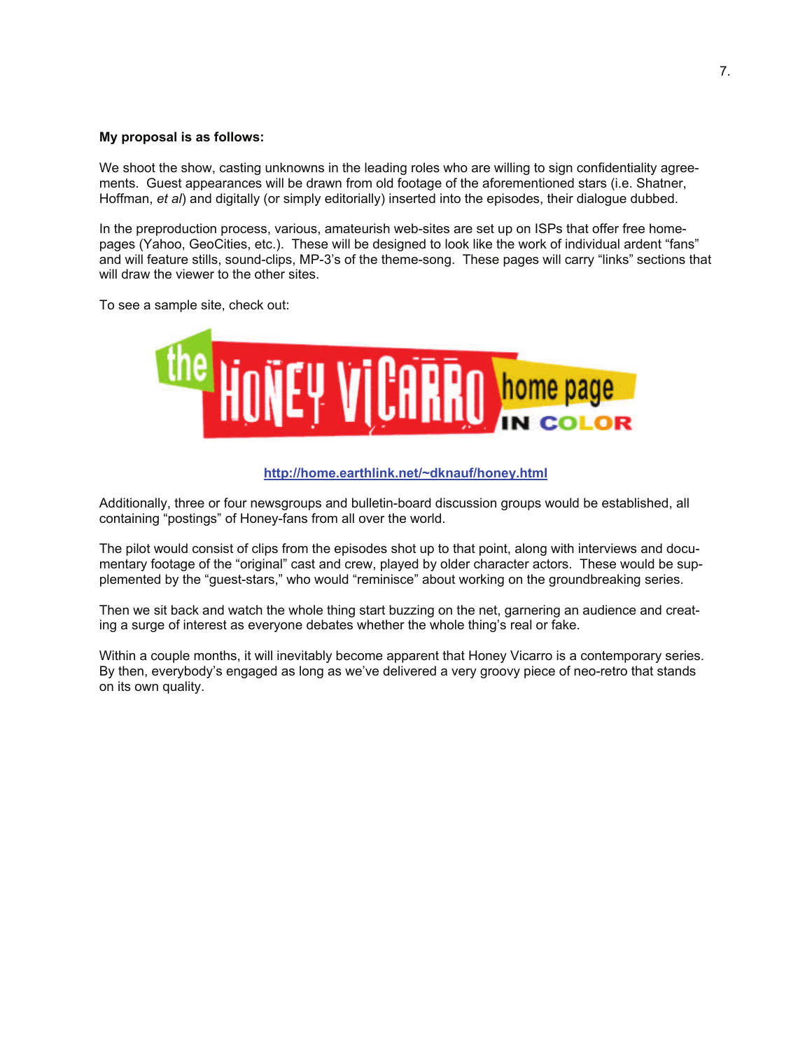**My proposal is as follows:**

We shoot the show, casting unknowns in the leading roles who are willing to sign confidentiality agreements. Guest appearances will be drawn from old footage of the aforementioned stars (i.e. Shatner, Hoffman, *et al*) and digitally (or simply editorially) inserted into the episodes, their dialogue dubbed.

In the preproduction process, various, amateurish web-sites are set up on ISPs that offer free homepages (Yahoo, GeoCities, etc.). These will be designed to look like the work of individual ardent "fans" and will feature stills, sound-clips, MP-3's of the theme-song. These pages will carry "links" sections that will draw the viewer to the other sites.

To see a sample site, check out:

the HONEY VICARRO home page IN COLOR

**http://home.earthlink.net/~dknauf/honey.html**

Additionally, three or four newsgroups and bulletin-board discussion groups would be established, all containing "postings" of Honey-fans from all over the world.

The pilot would consist of clips from the episodes shot up to that point, along with interviews and documentary footage of the "original" cast and crew, played by older character actors. These would be supplemented by the "guest-stars," who would "reminisce" about working on the groundbreaking series.

Then we sit back and watch the whole thing start buzzing on the net, garnering an audience and creating a surge of interest as everyone debates whether the whole thing's real or fake.

Within a couple months, it will inevitably become apparent that Honey Vicarro is a contemporary series. By then, everybody's engaged as long as we've delivered a very groovy piece of neo-retro that stands on its own quality.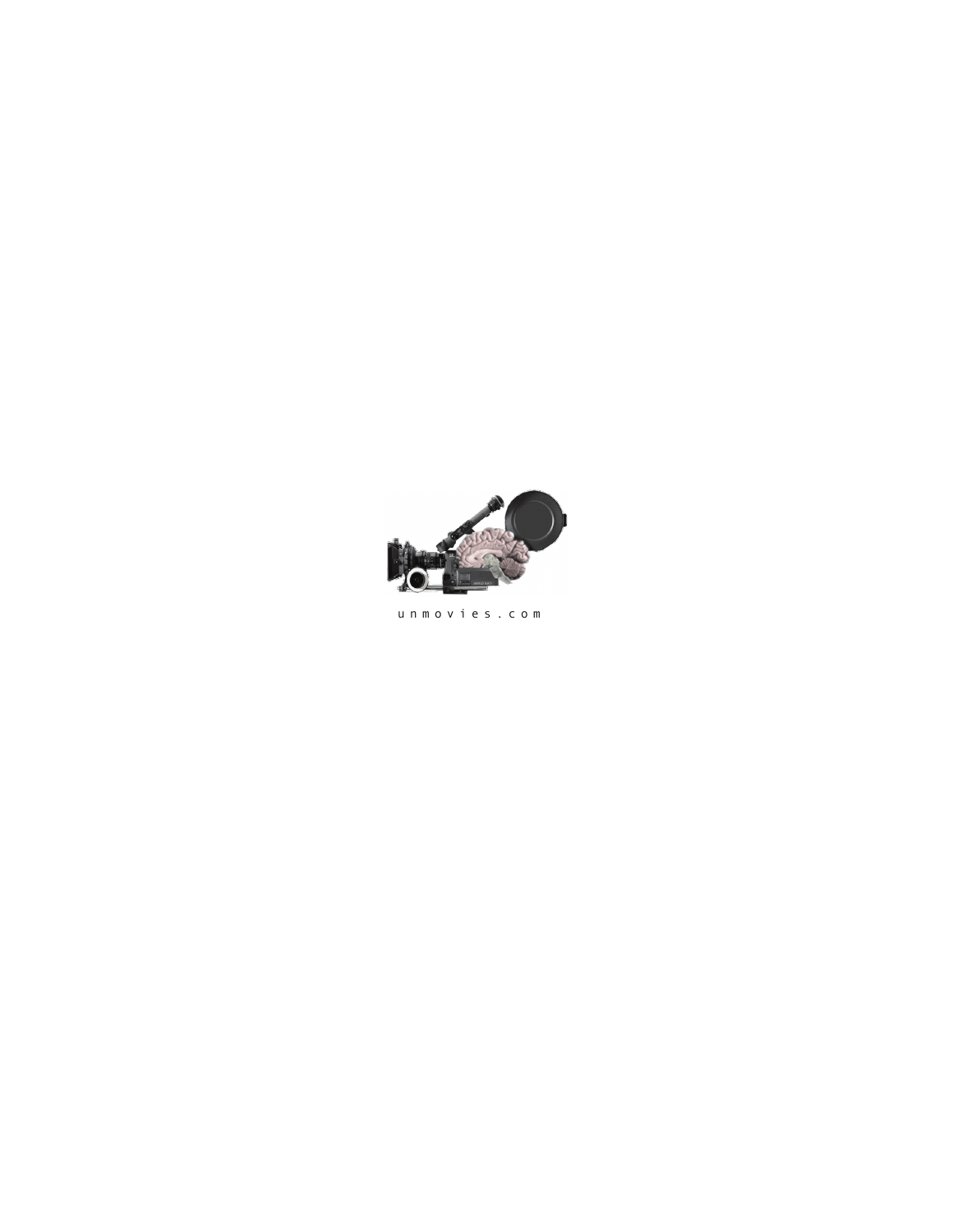unmovies.com